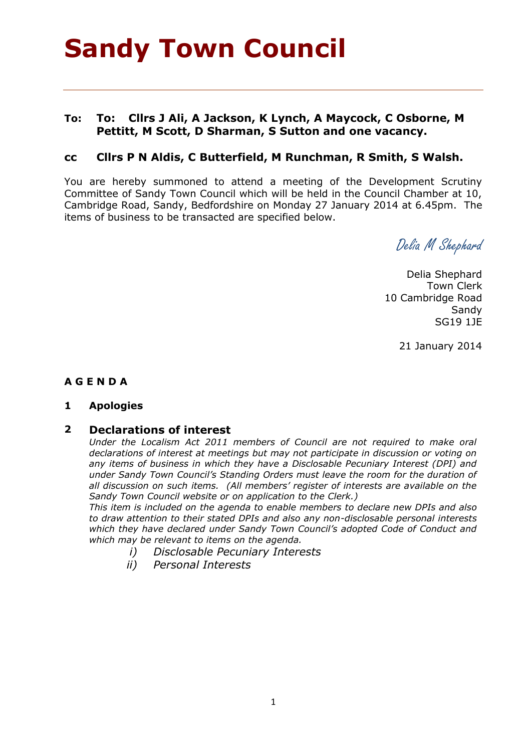# Sandy Town Council

---

**To: To: Cllrs J Ali, A Jackson, K Lynch, A Maycock, C Osborne, M Pettitt, M Scott, D Sharman, S Sutton and one vacancy.**

**cc Cllrs P N Aldis, C Butterfield, M Runchman, R Smith, S Walsh.**

You are hereby summoned to attend a meeting of the Development Scrutiny Committee of Sandy Town Council which will be held in the Council Chamber at 10, Cambridge Road, Sandy, Bedfordshire on Monday 27 January 2014 at 6.45pm. The items of business to be transacted are specified below.

*Delia M Shephard*

Delia Shephard
Town Clerk
10 Cambridge Road
Sandy
SG19 1JE

21 January 2014

**A G E N D A**

**1 Apologies**

**2 Declarations of interest**

*Under the Localism Act 2011 members of Council are not required to make oral declarations of interest at meetings but may not participate in discussion or voting on any items of business in which they have a Disclosable Pecuniary Interest (DPI) and under Sandy Town Council's Standing Orders must leave the room for the duration of all discussion on such items. (All members' register of interests are available on the Sandy Town Council website or on application to the Clerk.)*

*This item is included on the agenda to enable members to declare new DPIs and also to draw attention to their stated DPIs and also any non-disclosable personal interests which they have declared under Sandy Town Council's adopted Code of Conduct and which may be relevant to items on the agenda.*

*i) Disclosable Pecuniary Interests*

*ii) Personal Interests*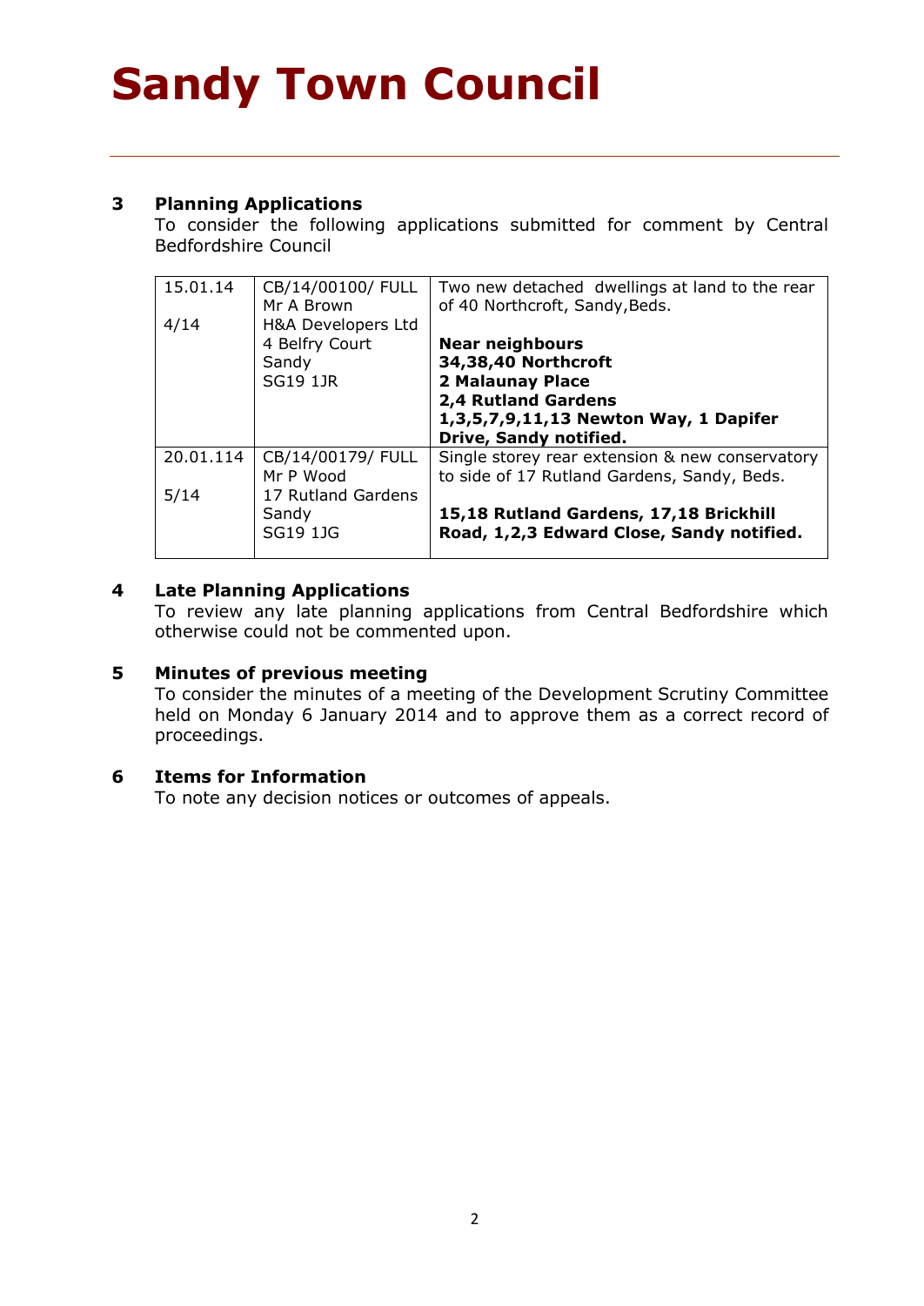# Sandy Town Council

## 3 Planning Applications

To consider the following applications submitted for comment by Central Bedfordshire Council

| | | |
|---|---|---|
| 15.01.14<br><br>4/14 | CB/14/00100/ FULL<br>Mr A Brown<br>H&A Developers Ltd<br>4 Belfry Court<br>Sandy<br>SG19 1JR | Two new detached dwellings at land to the rear of 40 Northcroft, Sandy,Beds.<br><br>**Near neighbours**<br>**34,38,40 Northcroft**<br>**2 Malaunay Place**<br>**2,4 Rutland Gardens**<br>**1,3,5,7,9,11,13 Newton Way, 1 Dapifer Drive, Sandy notified.** |
| 20.01.114<br><br>5/14 | CB/14/00179/ FULL<br>Mr P Wood<br>17 Rutland Gardens<br>Sandy<br>SG19 1JG | Single storey rear extension & new conservatory to side of 17 Rutland Gardens, Sandy, Beds.<br><br>**15,18 Rutland Gardens, 17,18 Brickhill Road, 1,2,3 Edward Close, Sandy notified.** |

## 4 Late Planning Applications

To review any late planning applications from Central Bedfordshire which otherwise could not be commented upon.

## 5 Minutes of previous meeting

To consider the minutes of a meeting of the Development Scrutiny Committee held on Monday 6 January 2014 and to approve them as a correct record of proceedings.

## 6 Items for Information

To note any decision notices or outcomes of appeals.